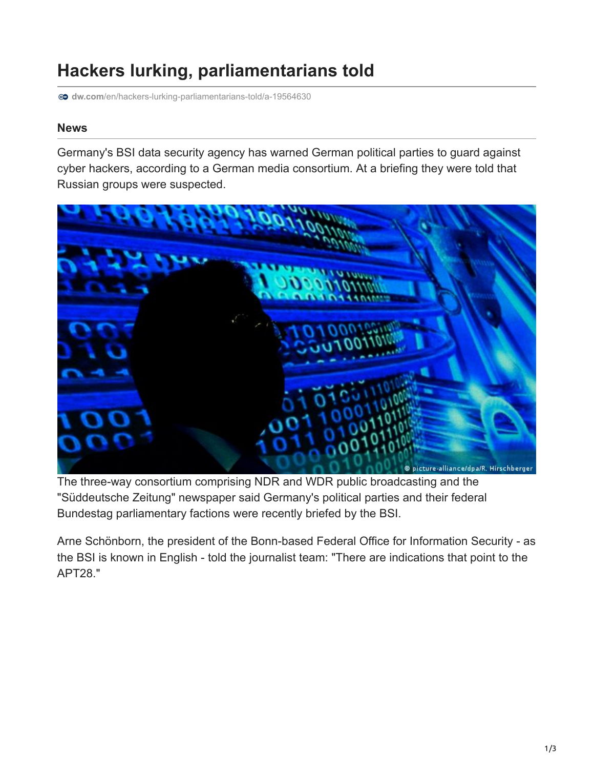# Hackers lurking, parliamentarians told

dw.com/en/hackers-lurking-parliamentarians-told/a-19564630

## News

Germany's BSI data security agency has warned German political parties to guard against cyber hackers, according to a German media consortium. At a briefing they were told that Russian groups were suspected.

© picture-alliance/dpa/R. Hirschberger

The three-way consortium comprising NDR and WDR public broadcasting and the "Süddeutsche Zeitung" newspaper said Germany's political parties and their federal Bundestag parliamentary factions were recently briefed by the BSI.

Arne Schönborn, the president of the Bonn-based Federal Office for Information Security - as the BSI is known in English - told the journalist team: "There are indications that point to the APT28."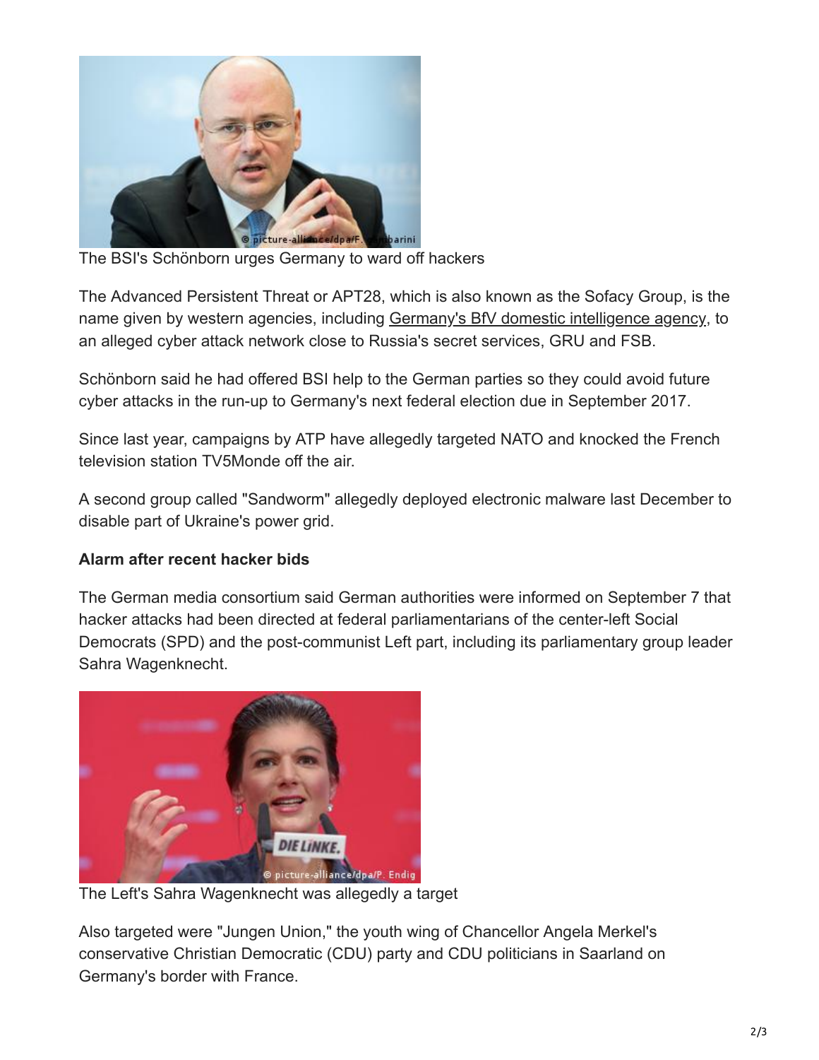The BSI's Schönborn urges Germany to ward off hackers

The Advanced Persistent Threat or APT28, which is also known as the Sofacy Group, is the name given by western agencies, including Germany's BfV domestic intelligence agency, to an alleged cyber attack network close to Russia's secret services, GRU and FSB.

Schönborn said he had offered BSI help to the German parties so they could avoid future cyber attacks in the run-up to Germany's next federal election due in September 2017.

Since last year, campaigns by ATP have allegedly targeted NATO and knocked the French television station TV5Monde off the air.

A second group called "Sandworm" allegedly deployed electronic malware last December to disable part of Ukraine's power grid.

**Alarm after recent hacker bids**

The German media consortium said German authorities were informed on September 7 that hacker attacks had been directed at federal parliamentarians of the center-left Social Democrats (SPD) and the post-communist Left part, including its parliamentary group leader Sahra Wagenknecht.

The Left's Sahra Wagenknecht was allegedly a target

Also targeted were "Jungen Union," the youth wing of Chancellor Angela Merkel's conservative Christian Democratic (CDU) party and CDU politicians in Saarland on Germany's border with France.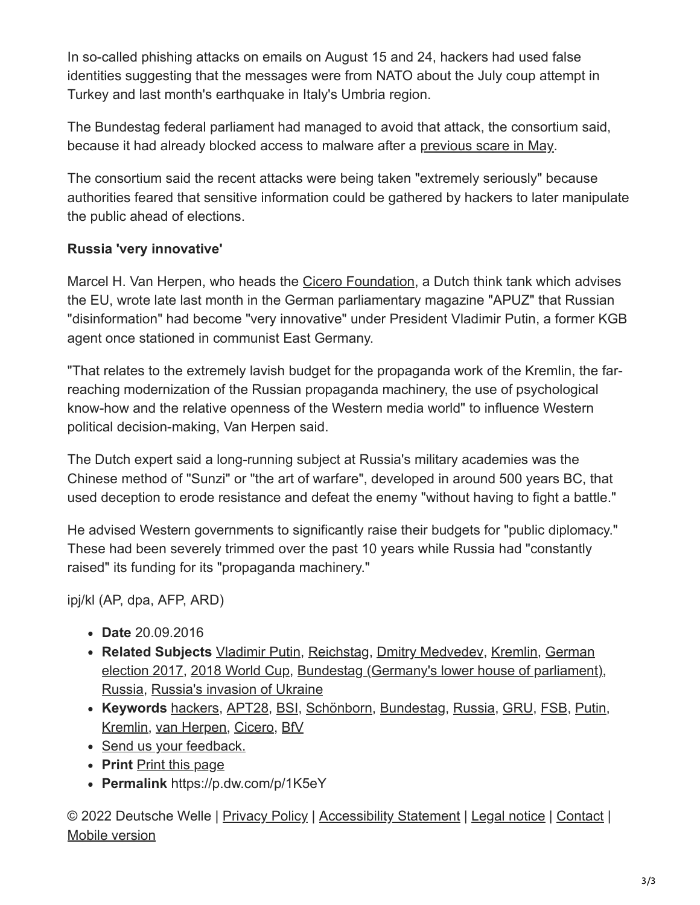In so-called phishing attacks on emails on August 15 and 24, hackers had used false identities suggesting that the messages were from NATO about the July coup attempt in Turkey and last month's earthquake in Italy's Umbria region.

The Bundestag federal parliament had managed to avoid that attack, the consortium said, because it had already blocked access to malware after a previous scare in May.

The consortium said the recent attacks were being taken "extremely seriously" because authorities feared that sensitive information could be gathered by hackers to later manipulate the public ahead of elections.

**Russia 'very innovative'**

Marcel H. Van Herpen, who heads the Cicero Foundation, a Dutch think tank which advises the EU, wrote late last month in the German parliamentary magazine "APUZ" that Russian "disinformation" had become "very innovative" under President Vladimir Putin, a former KGB agent once stationed in communist East Germany.

"That relates to the extremely lavish budget for the propaganda work of the Kremlin, the far-reaching modernization of the Russian propaganda machinery, the use of psychological know-how and the relative openness of the Western media world" to influence Western political decision-making, Van Herpen said.

The Dutch expert said a long-running subject at Russia's military academies was the Chinese method of "Sunzi" or "the art of warfare", developed in around 500 years BC, that used deception to erode resistance and defeat the enemy "without having to fight a battle."

He advised Western governments to significantly raise their budgets for "public diplomacy." These had been severely trimmed over the past 10 years while Russia had "constantly raised" its funding for its "propaganda machinery."

ipj/kl (AP, dpa, AFP, ARD)

- **Date** 20.09.2016
- **Related Subjects** Vladimir Putin, Reichstag, Dmitry Medvedev, Kremlin, German election 2017, 2018 World Cup, Bundestag (Germany's lower house of parliament), Russia, Russia's invasion of Ukraine
- **Keywords** hackers, APT28, BSI, Schönborn, Bundestag, Russia, GRU, FSB, Putin, Kremlin, van Herpen, Cicero, BfV
- Send us your feedback.
- **Print** Print this page
- **Permalink** https://p.dw.com/p/1K5eY

© 2022 Deutsche Welle | Privacy Policy | Accessibility Statement | Legal notice | Contact | Mobile version